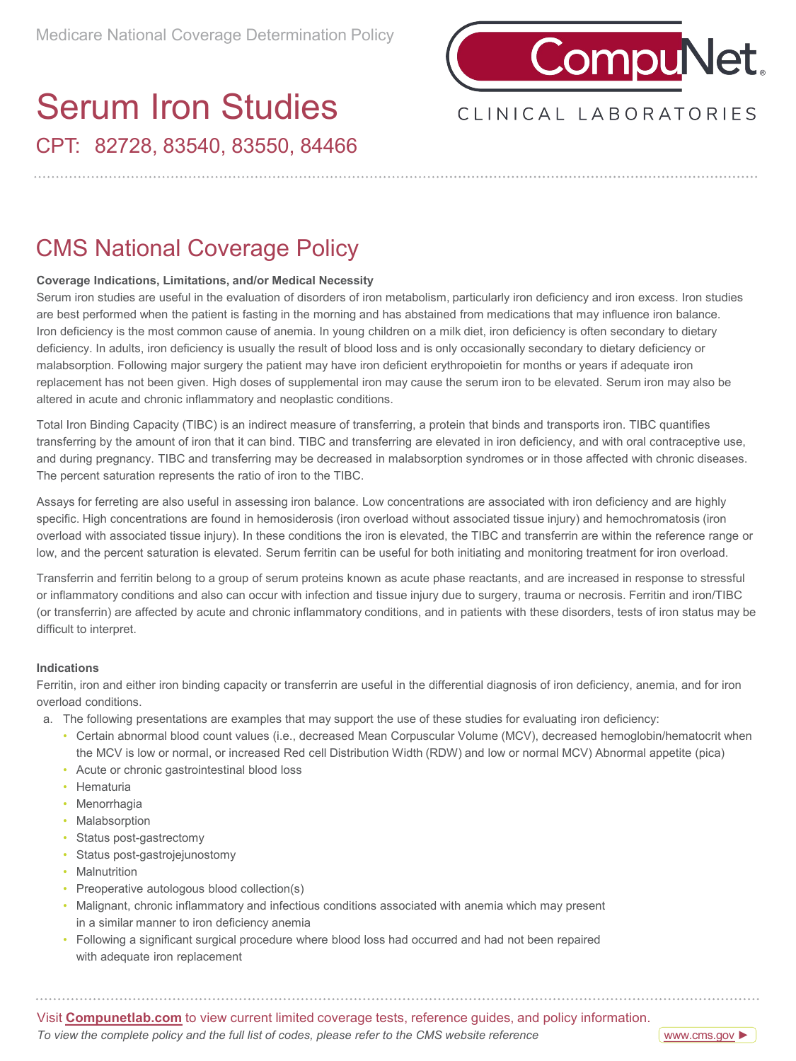Medicare National Coverage Determination Policy

# Serum Iron Studies

## CPT: 82728, 83540, 83550, 84466

## CMS National Coverage Policy

**Coverage Indications, Limitations, and/or Medical Necessity**

Serum iron studies are useful in the evaluation of disorders of iron metabolism, particularly iron deficiency and iron excess. Iron studies are best performed when the patient is fasting in the morning and has abstained from medications that may influence iron balance. Iron deficiency is the most common cause of anemia. In young children on a milk diet, iron deficiency is often secondary to dietary deficiency. In adults, iron deficiency is usually the result of blood loss and is only occasionally secondary to dietary deficiency or malabsorption. Following major surgery the patient may have iron deficient erythropoietin for months or years if adequate iron replacement has not been given. High doses of supplemental iron may cause the serum iron to be elevated. Serum iron may also be altered in acute and chronic inflammatory and neoplastic conditions.

Total Iron Binding Capacity (TIBC) is an indirect measure of transferring, a protein that binds and transports iron. TIBC quantifies transferring by the amount of iron that it can bind. TIBC and transferring are elevated in iron deficiency, and with oral contraceptive use, and during pregnancy. TIBC and transferring may be decreased in malabsorption syndromes or in those affected with chronic diseases. The percent saturation represents the ratio of iron to the TIBC.

Assays for ferreting are also useful in assessing iron balance. Low concentrations are associated with iron deficiency and are highly specific. High concentrations are found in hemosiderosis (iron overload without associated tissue injury) and hemochromatosis (iron overload with associated tissue injury). In these conditions the iron is elevated, the TIBC and transferrin are within the reference range or low, and the percent saturation is elevated. Serum ferritin can be useful for both initiating and monitoring treatment for iron overload.

Transferrin and ferritin belong to a group of serum proteins known as acute phase reactants, and are increased in response to stressful or inflammatory conditions and also can occur with infection and tissue injury due to surgery, trauma or necrosis. Ferritin and iron/TIBC (or transferrin) are affected by acute and chronic inflammatory conditions, and in patients with these disorders, tests of iron status may be difficult to interpret.

**Indications**

Ferritin, iron and either iron binding capacity or transferrin are useful in the differential diagnosis of iron deficiency, anemia, and for iron overload conditions.

a. The following presentations are examples that may support the use of these studies for evaluating iron deficiency:
   - Certain abnormal blood count values (i.e., decreased Mean Corpuscular Volume (MCV), decreased hemoglobin/hematocrit when the MCV is low or normal, or increased Red cell Distribution Width (RDW) and low or normal MCV) Abnormal appetite (pica)
   - Acute or chronic gastrointestinal blood loss
   - Hematuria
   - Menorrhagia
   - Malabsorption
   - Status post-gastrectomy
   - Status post-gastrojejunostomy
   - Malnutrition
   - Preoperative autologous blood collection(s)
   - Malignant, chronic inflammatory and infectious conditions associated with anemia which may present in a similar manner to iron deficiency anemia
   - Following a significant surgical procedure where blood loss had occurred and had not been repaired with adequate iron replacement

Visit **Compunetlab.com** to view current limited coverage tests, reference guides, and policy information.

*To view the complete policy and the full list of codes, please refer to the CMS website reference* www.cms.gov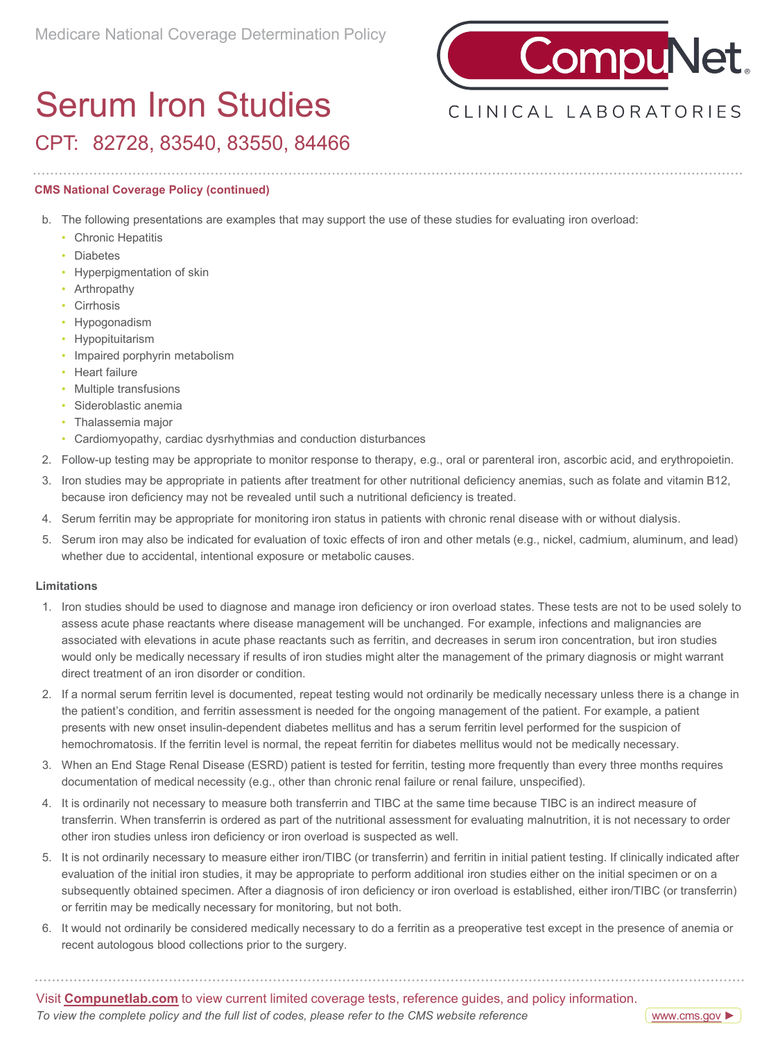Medicare National Coverage Determination Policy

# Serum Iron Studies

## CPT: 82728, 83540, 83550, 84466

**CMS National Coverage Policy (continued)**

b. The following presentations are examples that may support the use of these studies for evaluating iron overload:
   - Chronic Hepatitis
   - Diabetes
   - Hyperpigmentation of skin
   - Arthropathy
   - Cirrhosis
   - Hypogonadism
   - Hypopituitarism
   - Impaired porphyrin metabolism
   - Heart failure
   - Multiple transfusions
   - Sideroblastic anemia
   - Thalassemia major
   - Cardiomyopathy, cardiac dysrhythmias and conduction disturbances

2. Follow-up testing may be appropriate to monitor response to therapy, e.g., oral or parenteral iron, ascorbic acid, and erythropoietin.
3. Iron studies may be appropriate in patients after treatment for other nutritional deficiency anemias, such as folate and vitamin B12, because iron deficiency may not be revealed until such a nutritional deficiency is treated.
4. Serum ferritin may be appropriate for monitoring iron status in patients with chronic renal disease with or without dialysis.
5. Serum iron may also be indicated for evaluation of toxic effects of iron and other metals (e.g., nickel, cadmium, aluminum, and lead) whether due to accidental, intentional exposure or metabolic causes.

**Limitations**

1. Iron studies should be used to diagnose and manage iron deficiency or iron overload states. These tests are not to be used solely to assess acute phase reactants where disease management will be unchanged. For example, infections and malignancies are associated with elevations in acute phase reactants such as ferritin, and decreases in serum iron concentration, but iron studies would only be medically necessary if results of iron studies might alter the management of the primary diagnosis or might warrant direct treatment of an iron disorder or condition.
2. If a normal serum ferritin level is documented, repeat testing would not ordinarily be medically necessary unless there is a change in the patient's condition, and ferritin assessment is needed for the ongoing management of the patient. For example, a patient presents with new onset insulin-dependent diabetes mellitus and has a serum ferritin level performed for the suspicion of hemochromatosis. If the ferritin level is normal, the repeat ferritin for diabetes mellitus would not be medically necessary.
3. When an End Stage Renal Disease (ESRD) patient is tested for ferritin, testing more frequently than every three months requires documentation of medical necessity (e.g., other than chronic renal failure or renal failure, unspecified).
4. It is ordinarily not necessary to measure both transferrin and TIBC at the same time because TIBC is an indirect measure of transferrin. When transferrin is ordered as part of the nutritional assessment for evaluating malnutrition, it is not necessary to order other iron studies unless iron deficiency or iron overload is suspected as well.
5. It is not ordinarily necessary to measure either iron/TIBC (or transferrin) and ferritin in initial patient testing. If clinically indicated after evaluation of the initial iron studies, it may be appropriate to perform additional iron studies either on the initial specimen or on a subsequently obtained specimen. After a diagnosis of iron deficiency or iron overload is established, either iron/TIBC (or transferrin) or ferritin may be medically necessary for monitoring, but not both.
6. It would not ordinarily be considered medically necessary to do a ferritin as a preoperative test except in the presence of anemia or recent autologous blood collections prior to the surgery.

Visit **Compunetlab.com** to view current limited coverage tests, reference guides, and policy information.

*To view the complete policy and the full list of codes, please refer to the CMS website reference* www.cms.gov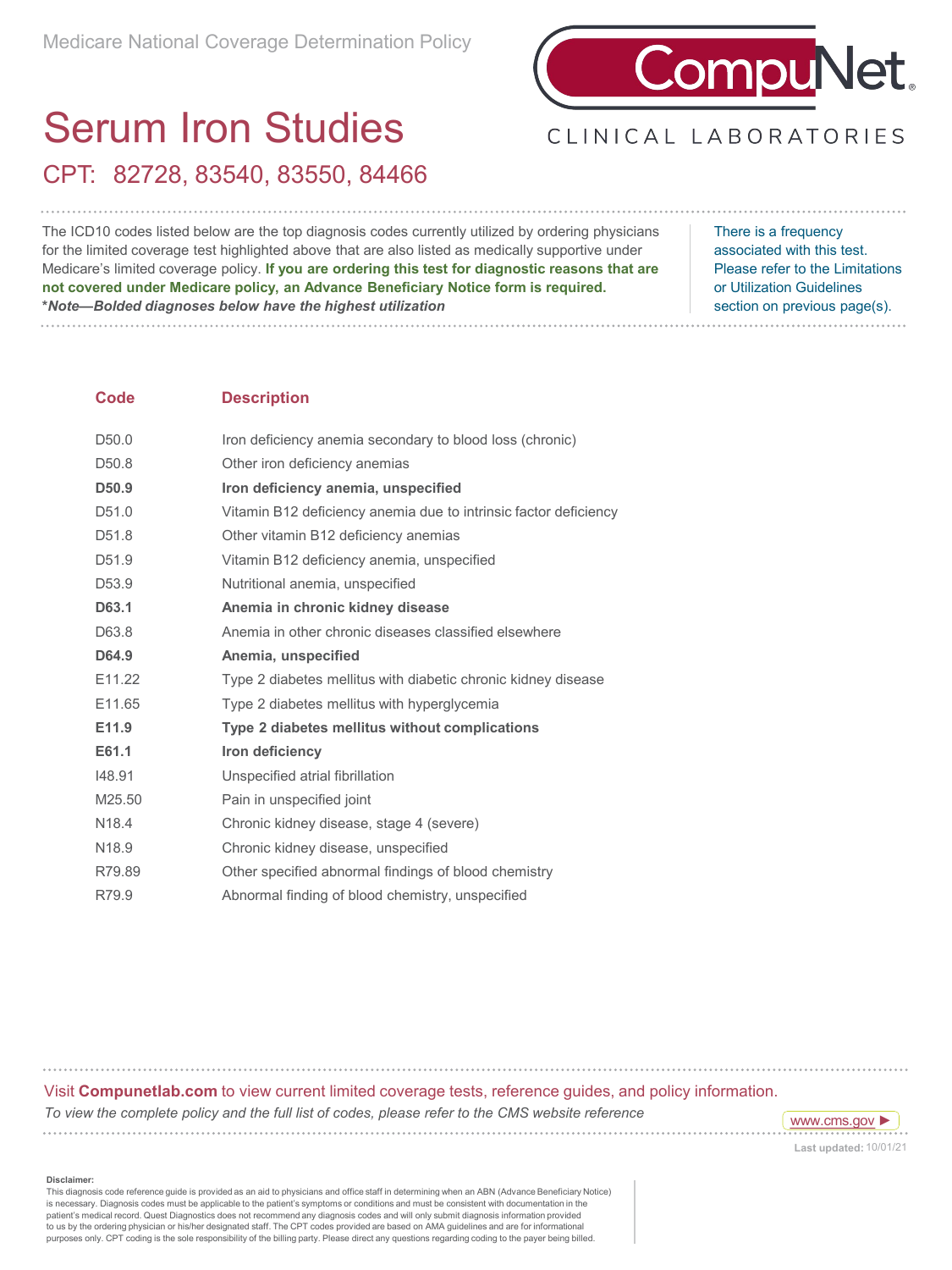Medicare National Coverage Determination Policy

# Serum Iron Studies

## CPT: 82728, 83540, 83550, 84466

CompuNet CLINICAL LABORATORIES

The ICD10 codes listed below are the top diagnosis codes currently utilized by ordering physicians for the limited coverage test highlighted above that are also listed as medically supportive under Medicare's limited coverage policy. **If you are ordering this test for diagnostic reasons that are not covered under Medicare policy, an Advance Beneficiary Notice form is required.**
***Note—Bolded diagnoses below have the highest utilization***

There is a frequency associated with this test. Please refer to the Limitations or Utilization Guidelines section on previous page(s).

| Code | Description |
|---|---|
| D50.0 | Iron deficiency anemia secondary to blood loss (chronic) |
| D50.8 | Other iron deficiency anemias |
| **D50.9** | **Iron deficiency anemia, unspecified** |
| D51.0 | Vitamin B12 deficiency anemia due to intrinsic factor deficiency |
| D51.8 | Other vitamin B12 deficiency anemias |
| D51.9 | Vitamin B12 deficiency anemia, unspecified |
| D53.9 | Nutritional anemia, unspecified |
| **D63.1** | **Anemia in chronic kidney disease** |
| D63.8 | Anemia in other chronic diseases classified elsewhere |
| **D64.9** | **Anemia, unspecified** |
| E11.22 | Type 2 diabetes mellitus with diabetic chronic kidney disease |
| E11.65 | Type 2 diabetes mellitus with hyperglycemia |
| **E11.9** | **Type 2 diabetes mellitus without complications** |
| **E61.1** | **Iron deficiency** |
| I48.91 | Unspecified atrial fibrillation |
| M25.50 | Pain in unspecified joint |
| N18.4 | Chronic kidney disease, stage 4 (severe) |
| N18.9 | Chronic kidney disease, unspecified |
| R79.89 | Other specified abnormal findings of blood chemistry |
| R79.9 | Abnormal finding of blood chemistry, unspecified |

Visit **Compunetlab.com** to view current limited coverage tests, reference guides, and policy information.

*To view the complete policy and the full list of codes, please refer to the CMS website reference*

www.cms.gov ►

**Last updated:** 10/01/21

**Disclaimer:**
This diagnosis code reference guide is provided as an aid to physicians and office staff in determining when an ABN (Advance Beneficiary Notice) is necessary. Diagnosis codes must be applicable to the patient's symptoms or conditions and must be consistent with documentation in the patient's medical record. Quest Diagnostics does not recommend any diagnosis codes and will only submit diagnosis information provided to us by the ordering physician or his/her designated staff. The CPT codes provided are based on AMA guidelines and are for informational purposes only. CPT coding is the sole responsibility of the billing party. Please direct any questions regarding coding to the payer being billed.